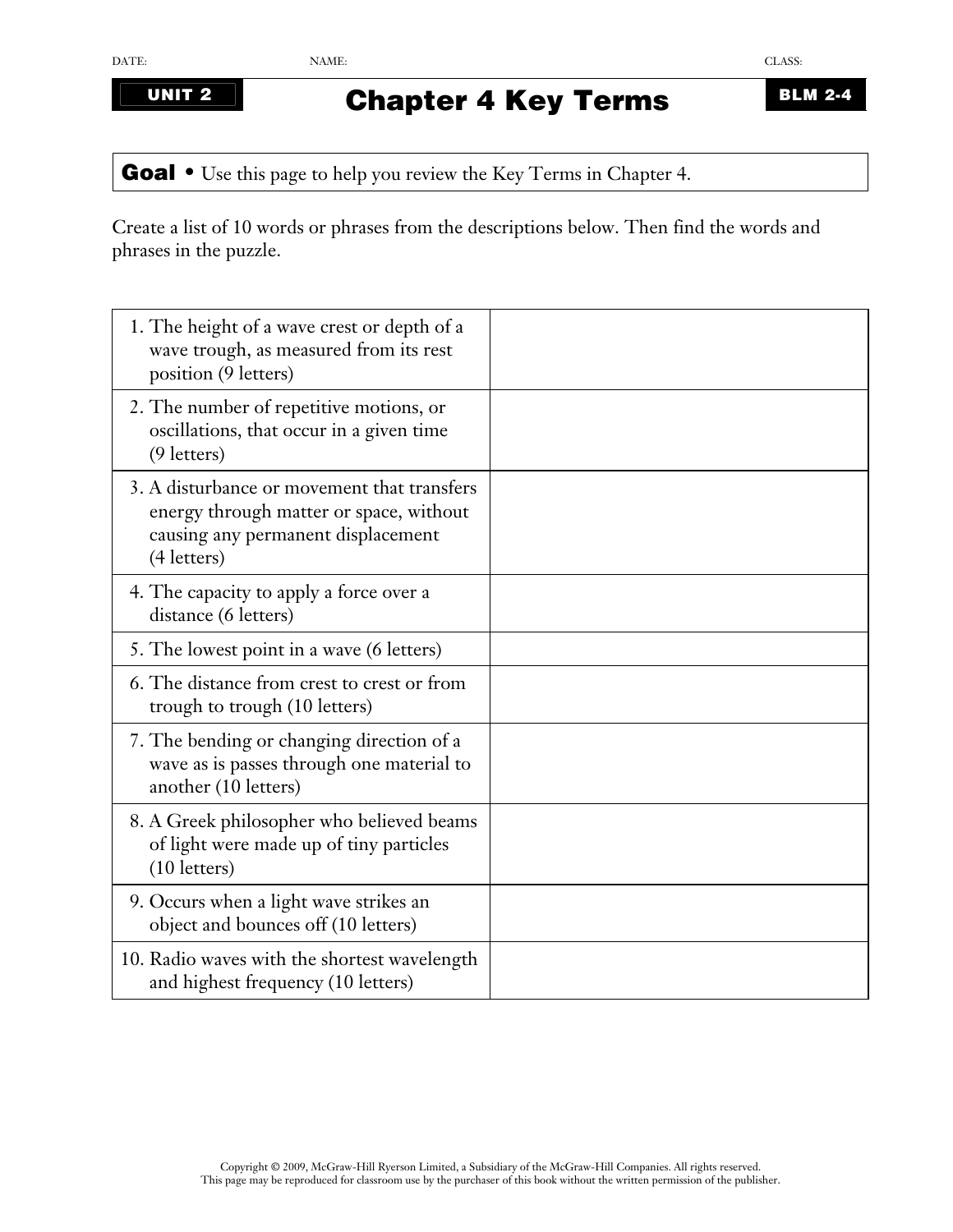DATE: NAME: CLASS:

**UNIT 2**

# Chapter 4 Key Terms

**BLM 2-4**

**Goal** • Use this page to help you review the Key Terms in Chapter 4.

Create a list of 10 words or phrases from the descriptions below. Then find the words and phrases in the puzzle.

| | |
|---|---|
| 1. The height of a wave crest or depth of a wave trough, as measured from its rest position (9 letters) | |
| 2. The number of repetitive motions, or oscillations, that occur in a given time (9 letters) | |
| 3. A disturbance or movement that transfers energy through matter or space, without causing any permanent displacement (4 letters) | |
| 4. The capacity to apply a force over a distance (6 letters) | |
| 5. The lowest point in a wave (6 letters) | |
| 6. The distance from crest to crest or from trough to trough (10 letters) | |
| 7. The bending or changing direction of a wave as is passes through one material to another (10 letters) | |
| 8. A Greek philosopher who believed beams of light were made up of tiny particles (10 letters) | |
| 9. Occurs when a light wave strikes an object and bounces off (10 letters) | |
| 10. Radio waves with the shortest wavelength and highest frequency (10 letters) | |

Copyright © 2009, McGraw-Hill Ryerson Limited, a Subsidiary of the McGraw-Hill Companies. All rights reserved.
This page may be reproduced for classroom use by the purchaser of this book without the written permission of the publisher.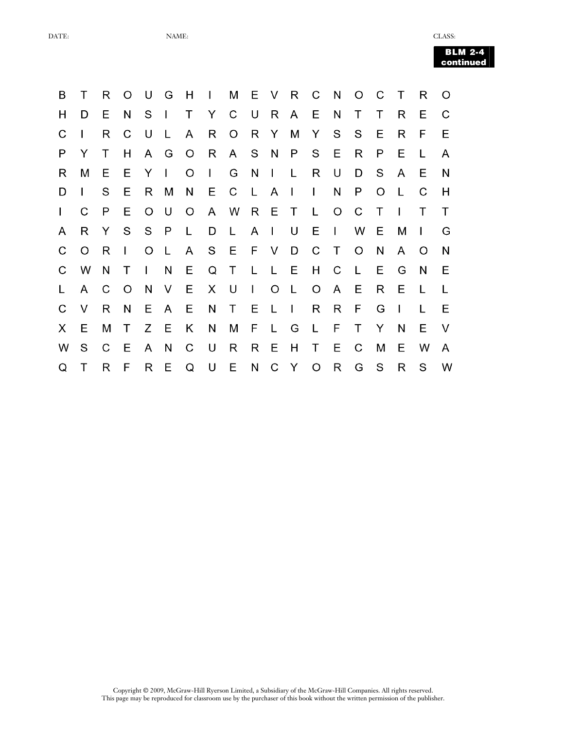DATE: NAME: CLASS:

**BLM 2-4 continued**

| | | | | | | | | | | | | | | | | | | |
|---|---|---|---|---|---|---|---|---|---|---|---|---|---|---|---|---|---|---|
| B | T | R | O | U | G | H | I | M | E | V | R | C | N | O | C | T | R | O |
| H | D | E | N | S | I | T | Y | C | U | R | A | E | N | T | T | R | E | C |
| C | I | R | C | U | L | A | R | O | R | Y | M | Y | S | S | E | R | F | E |
| P | Y | T | H | A | G | O | R | A | S | N | P | S | E | R | P | E | L | A |
| R | M | E | E | Y | I | O | I | G | N | I | L | R | U | D | S | A | E | N |
| D | I | S | E | R | M | N | E | C | L | A | I | I | N | P | O | L | C | H |
| I | C | P | E | O | U | O | A | W | R | E | T | L | O | C | T | I | T | T |
| A | R | Y | S | S | P | L | D | L | A | I | U | E | I | W | E | M | I | G |
| C | O | R | I | O | L | A | S | E | F | V | D | C | T | O | N | A | O | N |
| C | W | N | T | I | N | E | Q | T | L | L | E | H | C | L | E | G | N | E |
| L | A | C | O | N | V | E | X | U | I | O | L | O | A | E | R | E | L | L |
| C | V | R | N | E | A | E | N | T | E | L | I | R | R | F | G | I | L | E |
| X | E | M | T | Z | E | K | N | M | F | L | G | L | F | T | Y | N | E | V |
| W | S | C | E | A | N | C | U | R | R | E | H | T | E | C | M | E | W | A |
| Q | T | R | F | R | E | Q | U | E | N | C | Y | O | R | G | S | R | S | W |

Copyright © 2009, McGraw-Hill Ryerson Limited, a Subsidiary of the McGraw-Hill Companies. All rights reserved.
This page may be reproduced for classroom use by the purchaser of this book without the written permission of the publisher.